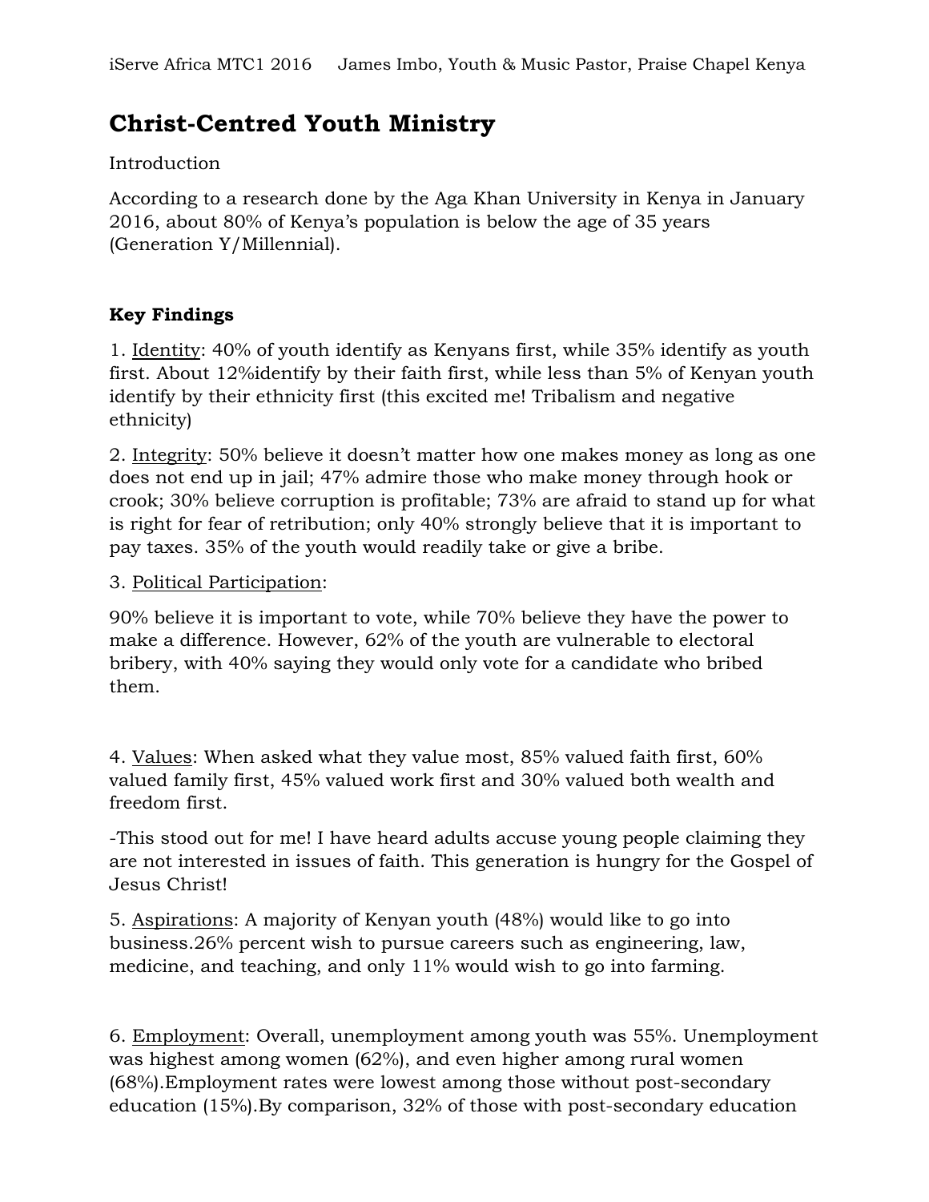# Christ-Centred Youth Ministry

Introduction

According to a research done by the Aga Khan University in Kenya in January 2016, about 80% of Kenya's population is below the age of 35 years (Generation Y/Millennial).

**Key Findings**

1. Identity: 40% of youth identify as Kenyans first, while 35% identify as youth first. About 12%identify by their faith first, while less than 5% of Kenyan youth identify by their ethnicity first (this excited me! Tribalism and negative ethnicity)

2. Integrity: 50% believe it doesn't matter how one makes money as long as one does not end up in jail; 47% admire those who make money through hook or crook; 30% believe corruption is profitable; 73% are afraid to stand up for what is right for fear of retribution; only 40% strongly believe that it is important to pay taxes. 35% of the youth would readily take or give a bribe.

3. Political Participation:

90% believe it is important to vote, while 70% believe they have the power to make a difference. However, 62% of the youth are vulnerable to electoral bribery, with 40% saying they would only vote for a candidate who bribed them.

4. Values: When asked what they value most, 85% valued faith first, 60% valued family first, 45% valued work first and 30% valued both wealth and freedom first.

-This stood out for me! I have heard adults accuse young people claiming they are not interested in issues of faith. This generation is hungry for the Gospel of Jesus Christ!

5. Aspirations: A majority of Kenyan youth (48%) would like to go into business.26% percent wish to pursue careers such as engineering, law, medicine, and teaching, and only 11% would wish to go into farming.

6. Employment: Overall, unemployment among youth was 55%. Unemployment was highest among women (62%), and even higher among rural women (68%).Employment rates were lowest among those without post-secondary education (15%).By comparison, 32% of those with post-secondary education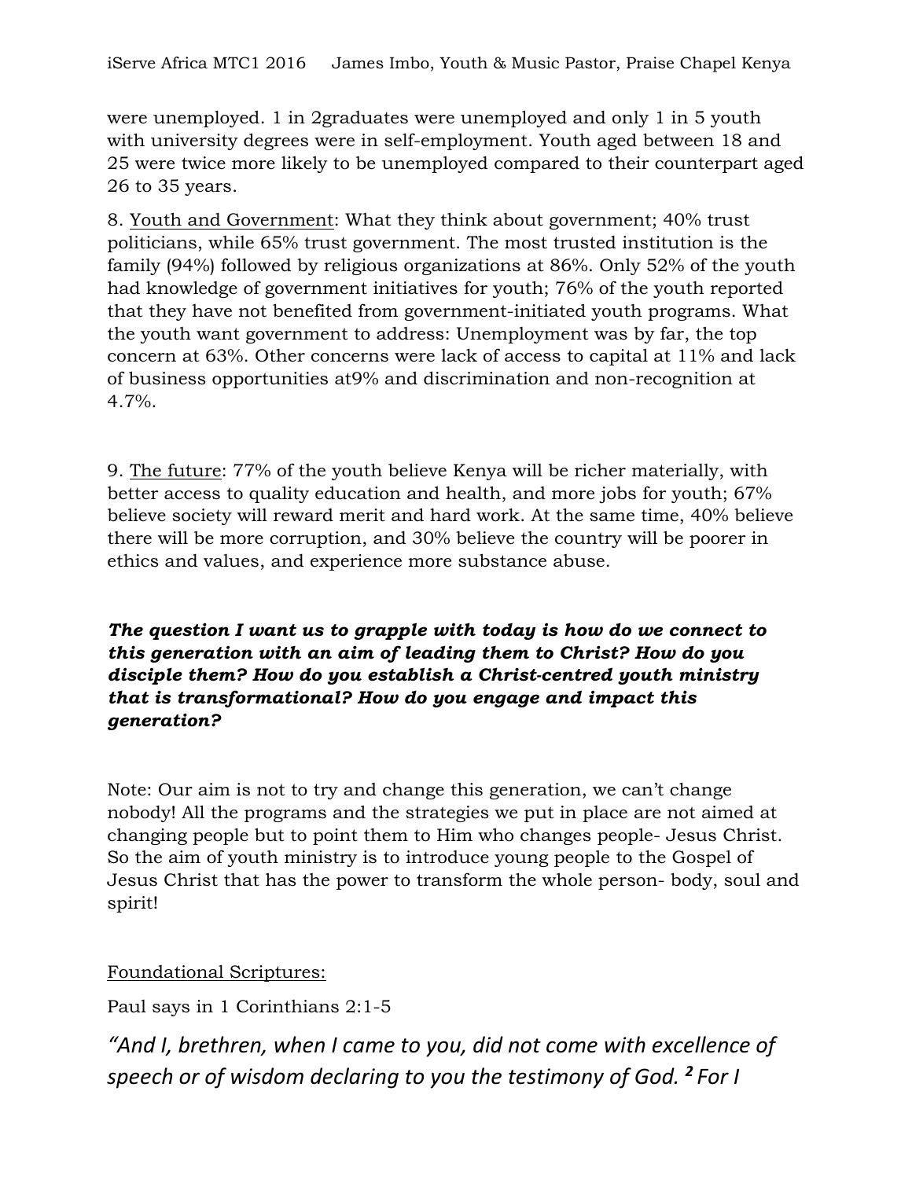were unemployed. 1 in 2graduates were unemployed and only 1 in 5 youth with university degrees were in self-employment. Youth aged between 18 and 25 were twice more likely to be unemployed compared to their counterpart aged 26 to 35 years.

8. <u>Youth and Government</u>: What they think about government; 40% trust politicians, while 65% trust government. The most trusted institution is the family (94%) followed by religious organizations at 86%. Only 52% of the youth had knowledge of government initiatives for youth; 76% of the youth reported that they have not benefited from government-initiated youth programs. What the youth want government to address: Unemployment was by far, the top concern at 63%. Other concerns were lack of access to capital at 11% and lack of business opportunities at9% and discrimination and non-recognition at 4.7%.

9. <u>The future</u>: 77% of the youth believe Kenya will be richer materially, with better access to quality education and health, and more jobs for youth; 67% believe society will reward merit and hard work. At the same time, 40% believe there will be more corruption, and 30% believe the country will be poorer in ethics and values, and experience more substance abuse.

***The question I want us to grapple with today is how do we connect to this generation with an aim of leading them to Christ? How do you disciple them? How do you establish a Christ-centred youth ministry that is transformational? How do you engage and impact this generation?***

Note: Our aim is not to try and change this generation, we can't change nobody! All the programs and the strategies we put in place are not aimed at changing people but to point them to Him who changes people- Jesus Christ. So the aim of youth ministry is to introduce young people to the Gospel of Jesus Christ that has the power to transform the whole person- body, soul and spirit!

<u>Foundational Scriptures:</u>

Paul says in 1 Corinthians 2:1-5

*"And I, brethren, when I came to you, did not come with excellence of speech or of wisdom declaring to you the testimony of God.* ***2*** *For I*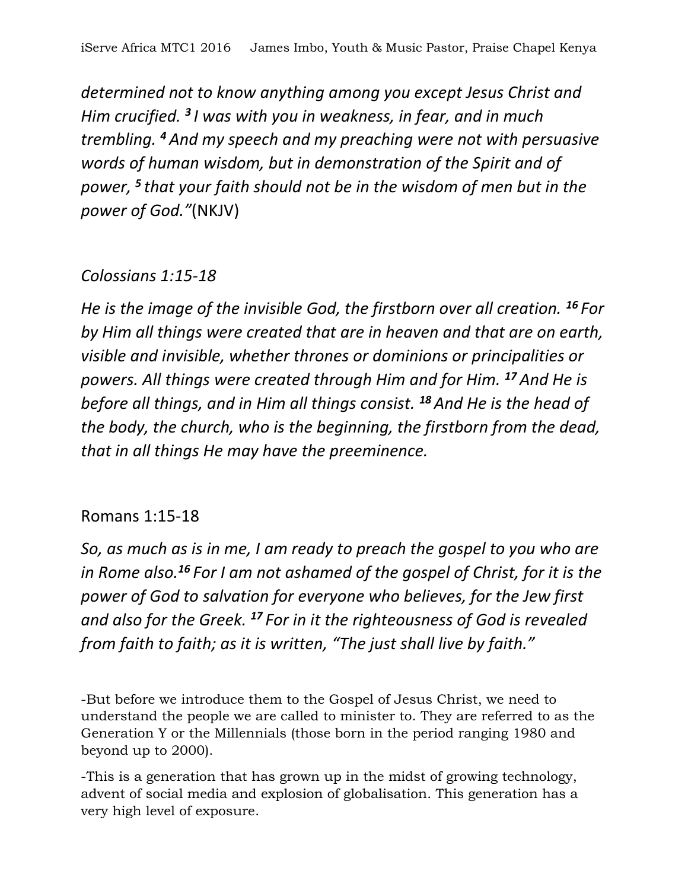*determined not to know anything among you except Jesus Christ and Him crucified. [3] I was with you in weakness, in fear, and in much trembling. [4] And my speech and my preaching were not with persuasive words of human wisdom, but in demonstration of the Spirit and of power, [5] that your faith should not be in the wisdom of men but in the power of God."*(NKJV)

*Colossians 1:15-18*

*He is the image of the invisible God, the firstborn over all creation. [16] For by Him all things were created that are in heaven and that are on earth, visible and invisible, whether thrones or dominions or principalities or powers. All things were created through Him and for Him. [17] And He is before all things, and in Him all things consist. [18] And He is the head of the body, the church, who is the beginning, the firstborn from the dead, that in all things He may have the preeminence.*

Romans 1:15-18

*So, as much as is in me, I am ready to preach the gospel to you who are in Rome also.[16] For I am not ashamed of the gospel of Christ, for it is the power of God to salvation for everyone who believes, for the Jew first and also for the Greek. [17] For in it the righteousness of God is revealed from faith to faith; as it is written, "The just shall live by faith."*

-But before we introduce them to the Gospel of Jesus Christ, we need to understand the people we are called to minister to. They are referred to as the Generation Y or the Millennials (those born in the period ranging 1980 and beyond up to 2000).

-This is a generation that has grown up in the midst of growing technology, advent of social media and explosion of globalisation. This generation has a very high level of exposure.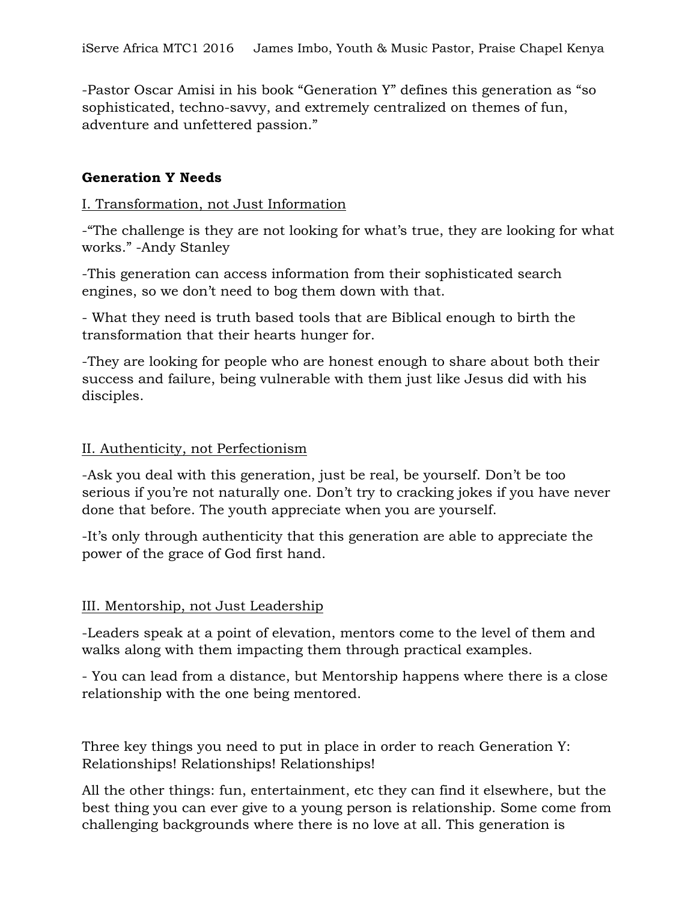-Pastor Oscar Amisi in his book "Generation Y" defines this generation as "so sophisticated, techno-savvy, and extremely centralized on themes of fun, adventure and unfettered passion."

**Generation Y Needs**

I. Transformation, not Just Information

-"The challenge is they are not looking for what's true, they are looking for what works." -Andy Stanley

-This generation can access information from their sophisticated search engines, so we don't need to bog them down with that.

- What they need is truth based tools that are Biblical enough to birth the transformation that their hearts hunger for.

-They are looking for people who are honest enough to share about both their success and failure, being vulnerable with them just like Jesus did with his disciples.

II. Authenticity, not Perfectionism

-Ask you deal with this generation, just be real, be yourself. Don't be too serious if you're not naturally one. Don't try to cracking jokes if you have never done that before. The youth appreciate when you are yourself.

-It's only through authenticity that this generation are able to appreciate the power of the grace of God first hand.

III. Mentorship, not Just Leadership

-Leaders speak at a point of elevation, mentors come to the level of them and walks along with them impacting them through practical examples.

- You can lead from a distance, but Mentorship happens where there is a close relationship with the one being mentored.

Three key things you need to put in place in order to reach Generation Y: Relationships! Relationships! Relationships!

All the other things: fun, entertainment, etc they can find it elsewhere, but the best thing you can ever give to a young person is relationship. Some come from challenging backgrounds where there is no love at all. This generation is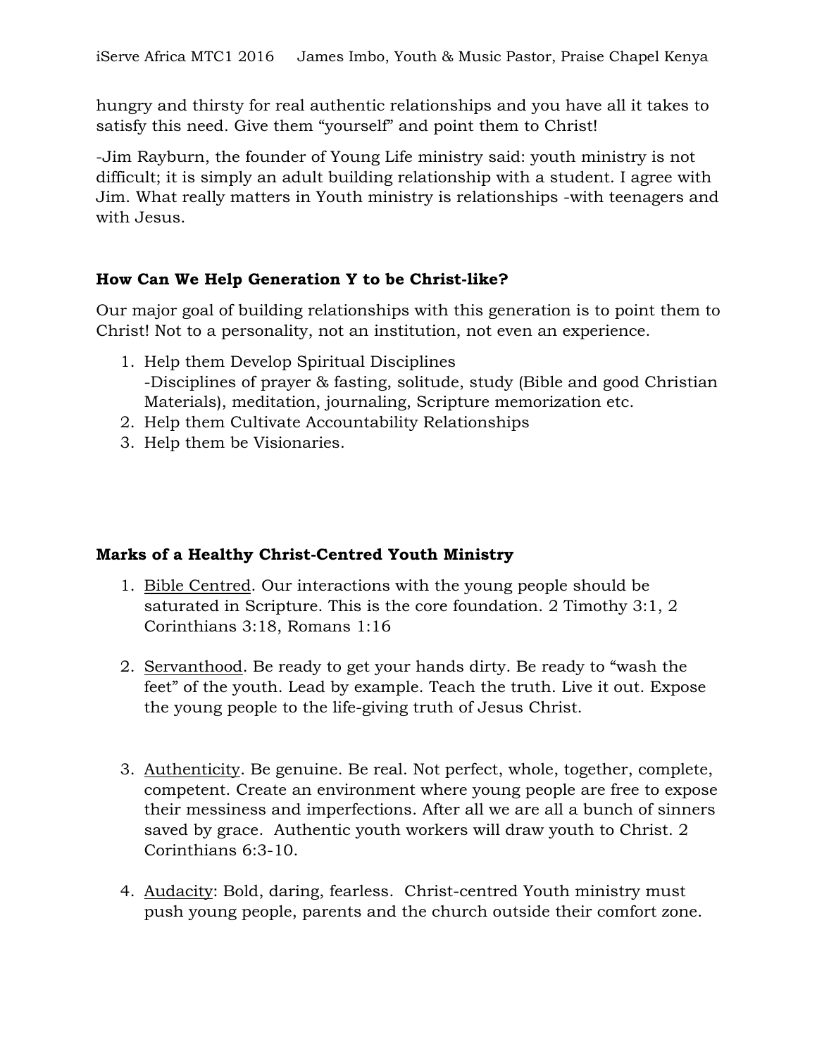hungry and thirsty for real authentic relationships and you have all it takes to satisfy this need. Give them "yourself" and point them to Christ!

-Jim Rayburn, the founder of Young Life ministry said: youth ministry is not difficult; it is simply an adult building relationship with a student. I agree with Jim. What really matters in Youth ministry is relationships -with teenagers and with Jesus.

### How Can We Help Generation Y to be Christ-like?

Our major goal of building relationships with this generation is to point them to Christ! Not to a personality, not an institution, not even an experience.

1. Help them Develop Spiritual Disciplines
   -Disciplines of prayer & fasting, solitude, study (Bible and good Christian Materials), meditation, journaling, Scripture memorization etc.
2. Help them Cultivate Accountability Relationships
3. Help them be Visionaries.

### Marks of a Healthy Christ-Centred Youth Ministry

1. Bible Centred. Our interactions with the young people should be saturated in Scripture. This is the core foundation. 2 Timothy 3:1, 2 Corinthians 3:18, Romans 1:16

2. Servanthood. Be ready to get your hands dirty. Be ready to "wash the feet" of the youth. Lead by example. Teach the truth. Live it out. Expose the young people to the life-giving truth of Jesus Christ.

3. Authenticity. Be genuine. Be real. Not perfect, whole, together, complete, competent. Create an environment where young people are free to expose their messiness and imperfections. After all we are all a bunch of sinners saved by grace. Authentic youth workers will draw youth to Christ. 2 Corinthians 6:3-10.

4. Audacity: Bold, daring, fearless. Christ-centred Youth ministry must push young people, parents and the church outside their comfort zone.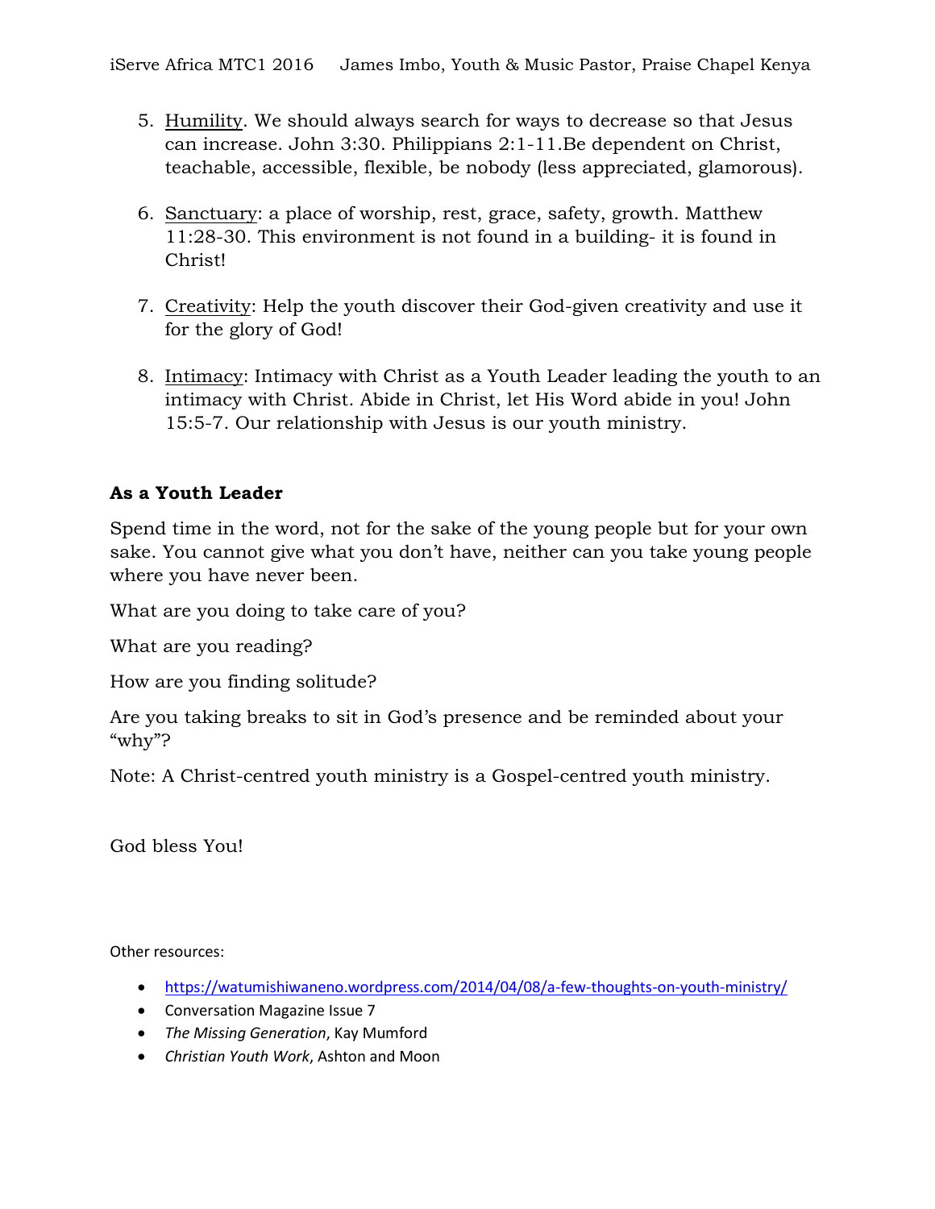5. <u>Humility</u>. We should always search for ways to decrease so that Jesus can increase. John 3:30. Philippians 2:1-11.Be dependent on Christ, teachable, accessible, flexible, be nobody (less appreciated, glamorous).

6. <u>Sanctuary</u>: a place of worship, rest, grace, safety, growth. Matthew 11:28-30. This environment is not found in a building- it is found in Christ!

7. <u>Creativity</u>: Help the youth discover their God-given creativity and use it for the glory of God!

8. <u>Intimacy</u>: Intimacy with Christ as a Youth Leader leading the youth to an intimacy with Christ. Abide in Christ, let His Word abide in you! John 15:5-7. Our relationship with Jesus is our youth ministry.

**As a Youth Leader**

Spend time in the word, not for the sake of the young people but for your own sake. You cannot give what you don't have, neither can you take young people where you have never been.

What are you doing to take care of you?

What are you reading?

How are you finding solitude?

Are you taking breaks to sit in God's presence and be reminded about your "why"?

Note: A Christ-centred youth ministry is a Gospel-centred youth ministry.

God bless You!

Other resources:

- https://watumishiwaneno.wordpress.com/2014/04/08/a-few-thoughts-on-youth-ministry/
- Conversation Magazine Issue 7
- *The Missing Generation*, Kay Mumford
- *Christian Youth Work*, Ashton and Moon